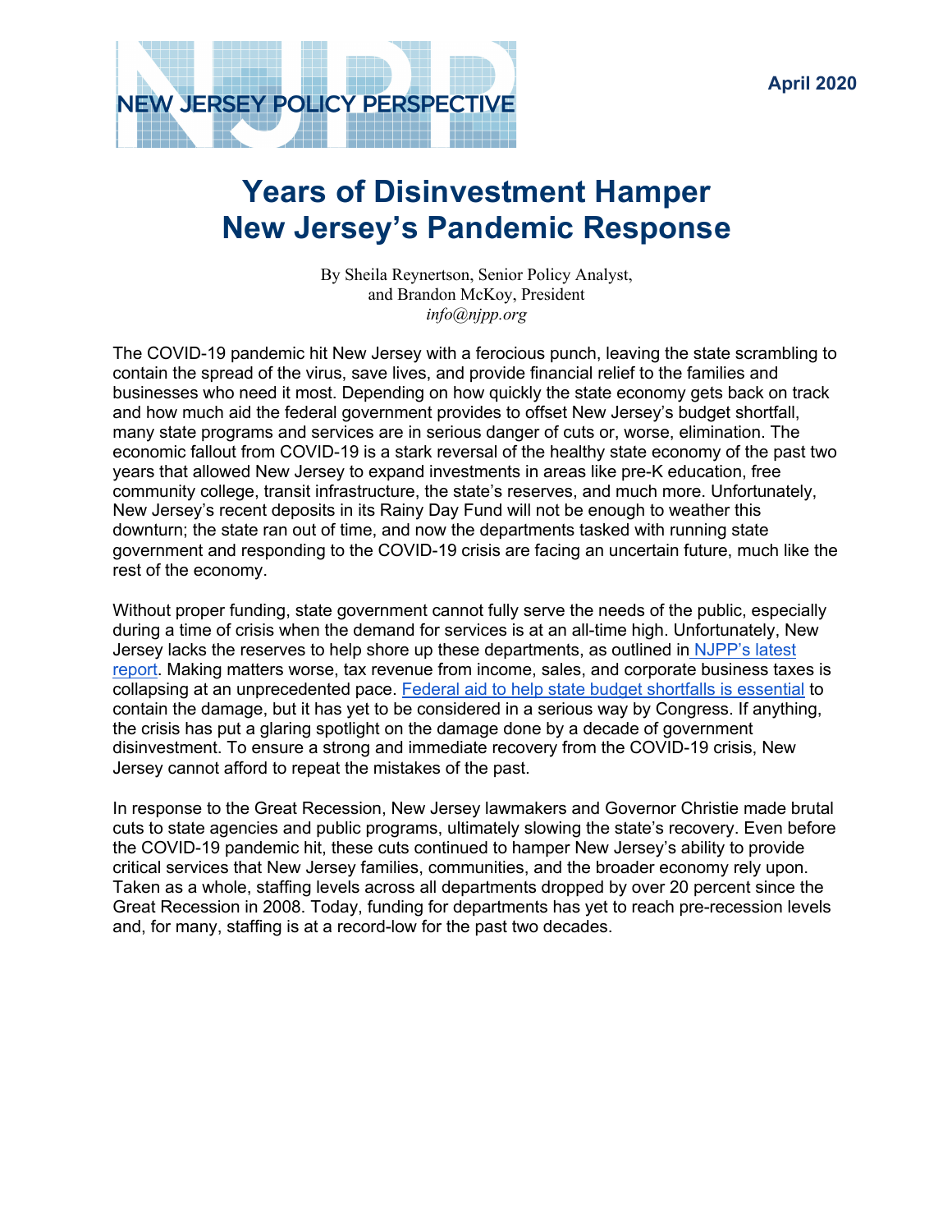NEW JERSEY POLICY PERSPECTIVE

April 2020

# Years of Disinvestment Hamper New Jersey's Pandemic Response

By Sheila Reynertson, Senior Policy Analyst,
and Brandon McKoy, President
*info@njpp.org*

The COVID-19 pandemic hit New Jersey with a ferocious punch, leaving the state scrambling to contain the spread of the virus, save lives, and provide financial relief to the families and businesses who need it most. Depending on how quickly the state economy gets back on track and how much aid the federal government provides to offset New Jersey's budget shortfall, many state programs and services are in serious danger of cuts or, worse, elimination. The economic fallout from COVID-19 is a stark reversal of the healthy state economy of the past two years that allowed New Jersey to expand investments in areas like pre-K education, free community college, transit infrastructure, the state's reserves, and much more. Unfortunately, New Jersey's recent deposits in its Rainy Day Fund will not be enough to weather this downturn; the state ran out of time, and now the departments tasked with running state government and responding to the COVID-19 crisis are facing an uncertain future, much like the rest of the economy.

Without proper funding, state government cannot fully serve the needs of the public, especially during a time of crisis when the demand for services is at an all-time high. Unfortunately, New Jersey lacks the reserves to help shore up these departments, as outlined in NJPP's latest report. Making matters worse, tax revenue from income, sales, and corporate business taxes is collapsing at an unprecedented pace. Federal aid to help state budget shortfalls is essential to contain the damage, but it has yet to be considered in a serious way by Congress. If anything, the crisis has put a glaring spotlight on the damage done by a decade of government disinvestment. To ensure a strong and immediate recovery from the COVID-19 crisis, New Jersey cannot afford to repeat the mistakes of the past.

In response to the Great Recession, New Jersey lawmakers and Governor Christie made brutal cuts to state agencies and public programs, ultimately slowing the state's recovery. Even before the COVID-19 pandemic hit, these cuts continued to hamper New Jersey's ability to provide critical services that New Jersey families, communities, and the broader economy rely upon. Taken as a whole, staffing levels across all departments dropped by over 20 percent since the Great Recession in 2008. Today, funding for departments has yet to reach pre-recession levels and, for many, staffing is at a record-low for the past two decades.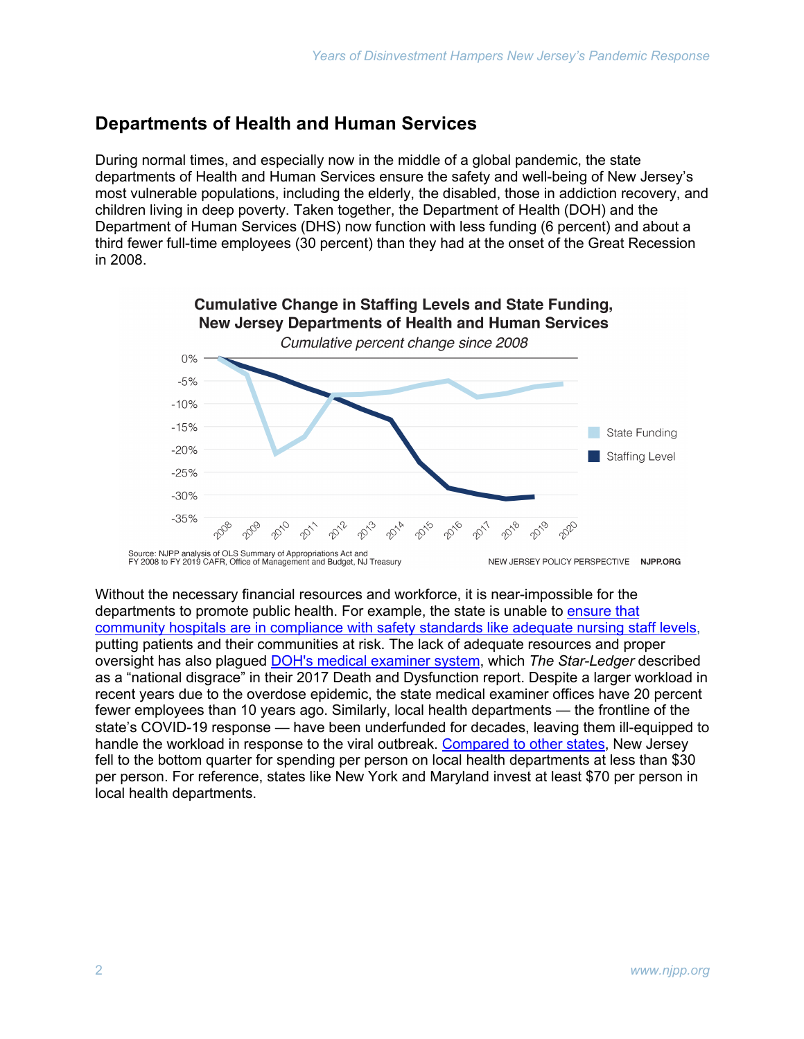## Departments of Health and Human Services

During normal times, and especially now in the middle of a global pandemic, the state departments of Health and Human Services ensure the safety and well-being of New Jersey's most vulnerable populations, including the elderly, the disabled, those in addiction recovery, and children living in deep poverty. Taken together, the Department of Health (DOH) and the Department of Human Services (DHS) now function with less funding (6 percent) and about a third fewer full-time employees (30 percent) than they had at the onset of the Great Recession in 2008.

**Cumulative Change in Staffing Levels and State Funding, New Jersey Departments of Health and Human Services**

*Cumulative percent change since 2008*

Source: NJPP analysis of OLS Summary of Appropriations Act and FY 2008 to FY 2019 CAFR, Office of Management and Budget, NJ Treasury

NEW JERSEY POLICY PERSPECTIVE NJPP.ORG

Without the necessary financial resources and workforce, it is near-impossible for the departments to promote public health. For example, the state is unable to ensure that community hospitals are in compliance with safety standards like adequate nursing staff levels, putting patients and their communities at risk. The lack of adequate resources and proper oversight has also plagued DOH's medical examiner system, which *The Star-Ledger* described as a "national disgrace" in their 2017 Death and Dysfunction report. Despite a larger workload in recent years due to the overdose epidemic, the state medical examiner offices have 20 percent fewer employees than 10 years ago. Similarly, local health departments — the frontline of the state's COVID-19 response — have been underfunded for decades, leaving them ill-equipped to handle the workload in response to the viral outbreak. Compared to other states, New Jersey fell to the bottom quarter for spending per person on local health departments at less than $30 per person. For reference, states like New York and Maryland invest at least $70 per person in local health departments.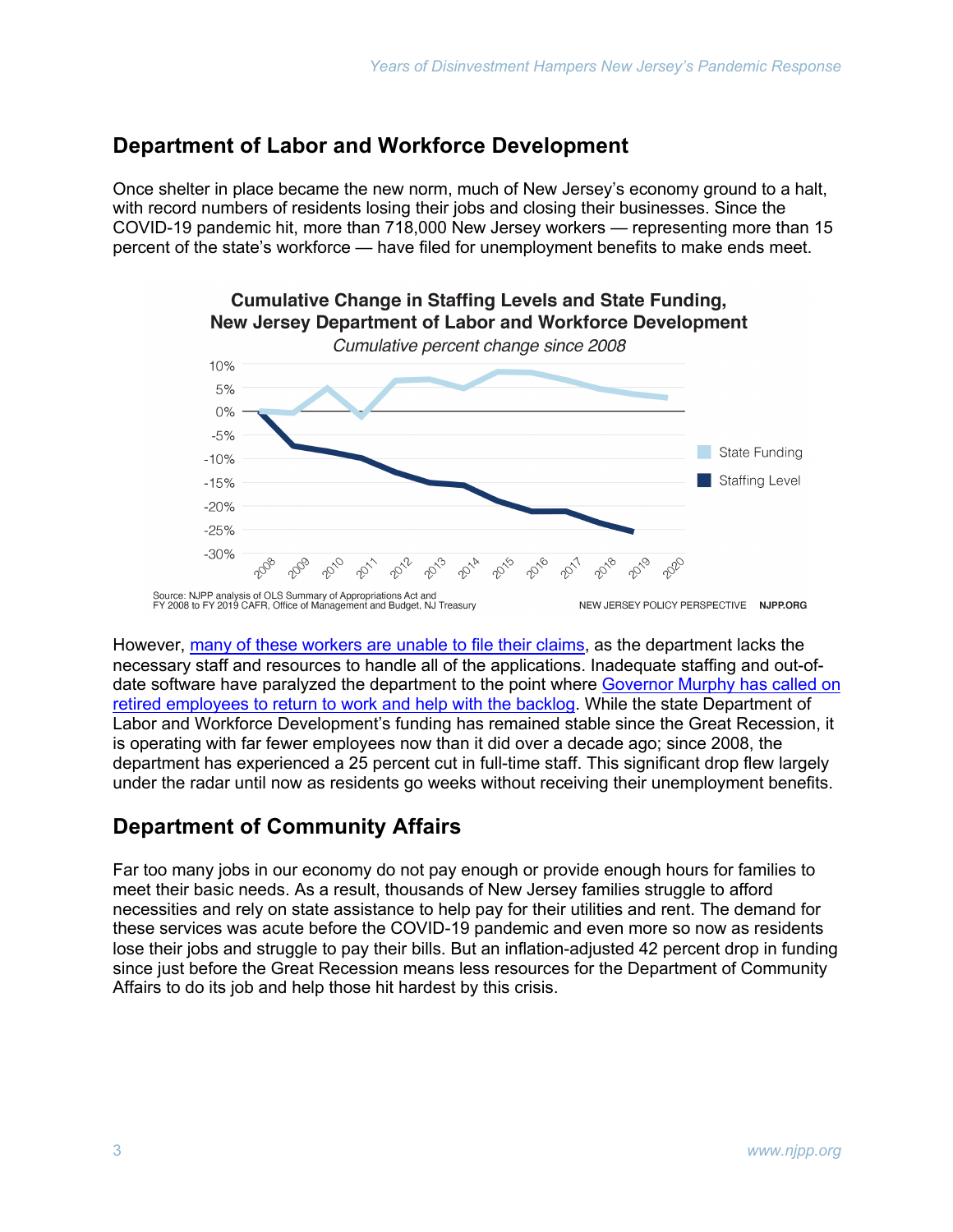## Department of Labor and Workforce Development

Once shelter in place became the new norm, much of New Jersey's economy ground to a halt, with record numbers of residents losing their jobs and closing their businesses. Since the COVID-19 pandemic hit, more than 718,000 New Jersey workers — representing more than 15 percent of the state's workforce — have filed for unemployment benefits to make ends meet.

**Cumulative Change in Staffing Levels and State Funding, New Jersey Department of Labor and Workforce Development**

*Cumulative percent change since 2008*

Source: NJPP analysis of OLS Summary of Appropriations Act and FY 2008 to FY 2019 CAFR, Office of Management and Budget, NJ Treasury

NEW JERSEY POLICY PERSPECTIVE NJPP.ORG

However, [many of these workers are unable to file their claims](), as the department lacks the necessary staff and resources to handle all of the applications. Inadequate staffing and out-of-date software have paralyzed the department to the point where [Governor Murphy has called on retired employees to return to work and help with the backlog](). While the state Department of Labor and Workforce Development's funding has remained stable since the Great Recession, it is operating with far fewer employees now than it did over a decade ago; since 2008, the department has experienced a 25 percent cut in full-time staff. This significant drop flew largely under the radar until now as residents go weeks without receiving their unemployment benefits.

## Department of Community Affairs

Far too many jobs in our economy do not pay enough or provide enough hours for families to meet their basic needs. As a result, thousands of New Jersey families struggle to afford necessities and rely on state assistance to help pay for their utilities and rent. The demand for these services was acute before the COVID-19 pandemic and even more so now as residents lose their jobs and struggle to pay their bills. But an inflation-adjusted 42 percent drop in funding since just before the Great Recession means less resources for the Department of Community Affairs to do its job and help those hit hardest by this crisis.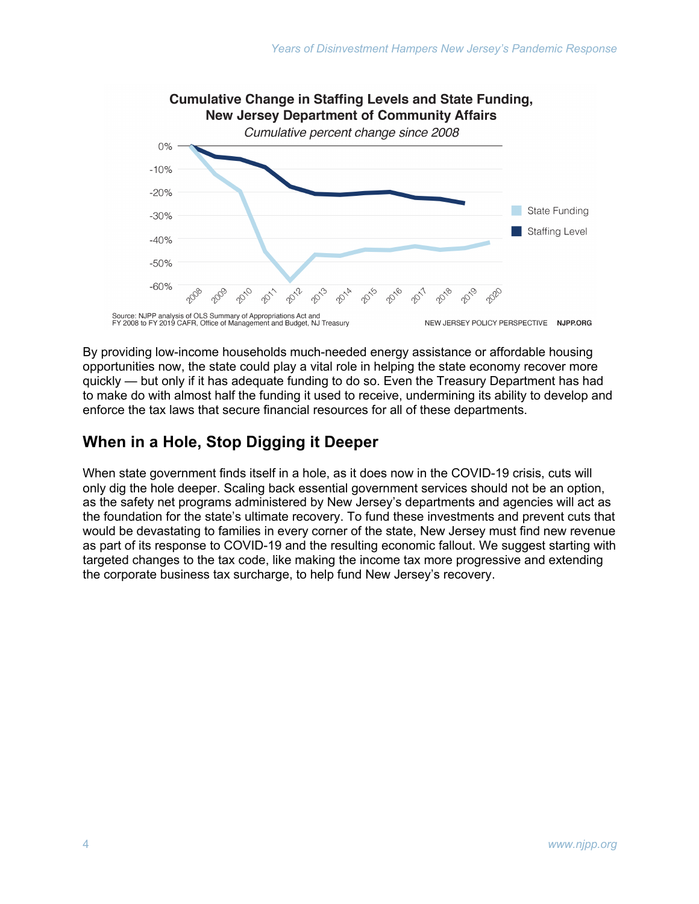**Cumulative Change in Staffing Levels and State Funding, New Jersey Department of Community Affairs**

*Cumulative percent change since 2008*

Source: NJPP analysis of OLS Summary of Appropriations Act and FY 2008 to FY 2019 CAFR, Office of Management and Budget, NJ Treasury

NEW JERSEY POLICY PERSPECTIVE NJPP.ORG

By providing low-income households much-needed energy assistance or affordable housing opportunities now, the state could play a vital role in helping the state economy recover more quickly — but only if it has adequate funding to do so. Even the Treasury Department has had to make do with almost half the funding it used to receive, undermining its ability to develop and enforce the tax laws that secure financial resources for all of these departments.

## When in a Hole, Stop Digging it Deeper

When state government finds itself in a hole, as it does now in the COVID-19 crisis, cuts will only dig the hole deeper. Scaling back essential government services should not be an option, as the safety net programs administered by New Jersey's departments and agencies will act as the foundation for the state's ultimate recovery. To fund these investments and prevent cuts that would be devastating to families in every corner of the state, New Jersey must find new revenue as part of its response to COVID-19 and the resulting economic fallout. We suggest starting with targeted changes to the tax code, like making the income tax more progressive and extending the corporate business tax surcharge, to help fund New Jersey's recovery.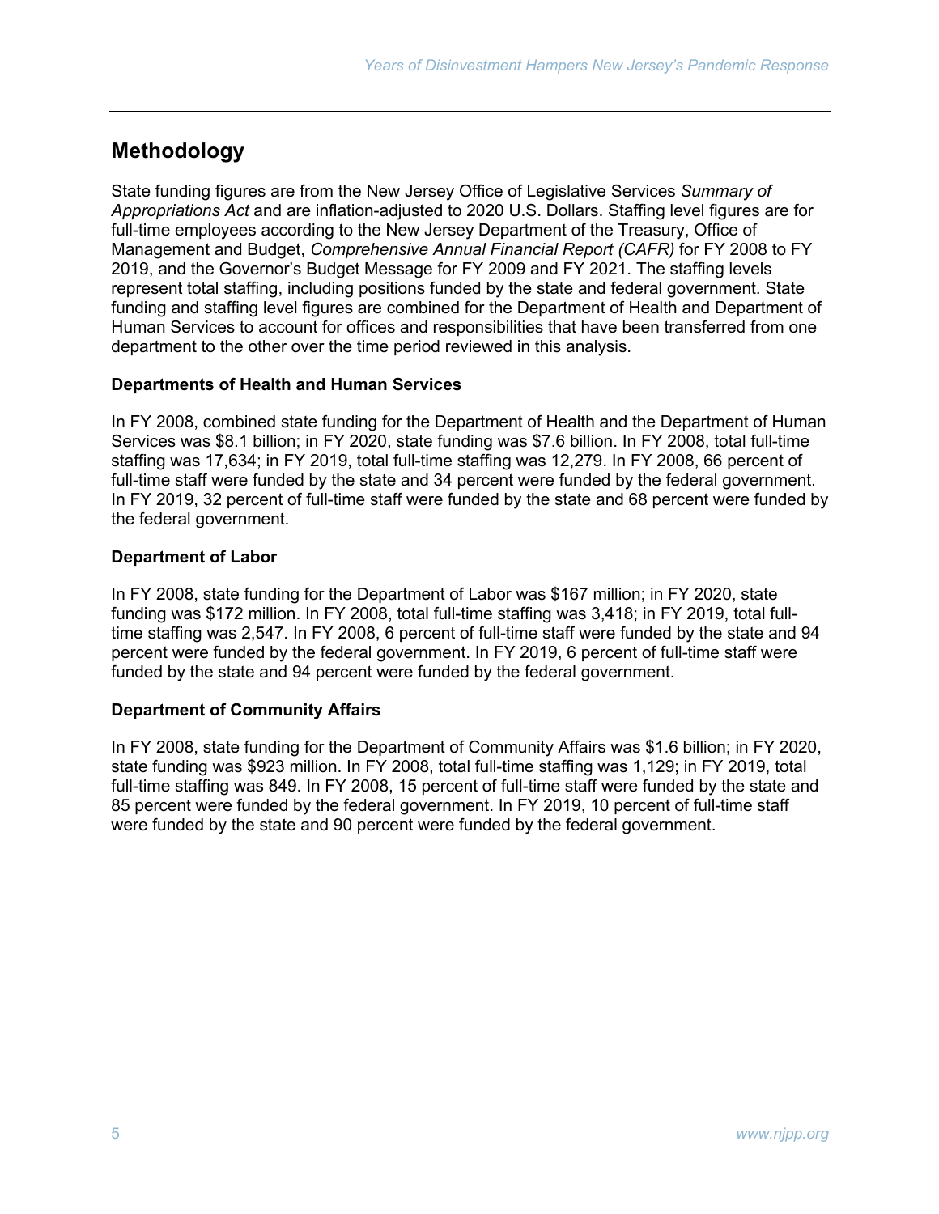## Methodology

State funding figures are from the New Jersey Office of Legislative Services *Summary of Appropriations Act* and are inflation-adjusted to 2020 U.S. Dollars. Staffing level figures are for full-time employees according to the New Jersey Department of the Treasury, Office of Management and Budget, *Comprehensive Annual Financial Report (CAFR)* for FY 2008 to FY 2019, and the Governor's Budget Message for FY 2009 and FY 2021. The staffing levels represent total staffing, including positions funded by the state and federal government. State funding and staffing level figures are combined for the Department of Health and Department of Human Services to account for offices and responsibilities that have been transferred from one department to the other over the time period reviewed in this analysis.

**Departments of Health and Human Services**

In FY 2008, combined state funding for the Department of Health and the Department of Human Services was $8.1 billion; in FY 2020, state funding was $7.6 billion. In FY 2008, total full-time staffing was 17,634; in FY 2019, total full-time staffing was 12,279. In FY 2008, 66 percent of full-time staff were funded by the state and 34 percent were funded by the federal government. In FY 2019, 32 percent of full-time staff were funded by the state and 68 percent were funded by the federal government.

**Department of Labor**

In FY 2008, state funding for the Department of Labor was $167 million; in FY 2020, state funding was $172 million. In FY 2008, total full-time staffing was 3,418; in FY 2019, total full-time staffing was 2,547. In FY 2008, 6 percent of full-time staff were funded by the state and 94 percent were funded by the federal government. In FY 2019, 6 percent of full-time staff were funded by the state and 94 percent were funded by the federal government.

**Department of Community Affairs**

In FY 2008, state funding for the Department of Community Affairs was $1.6 billion; in FY 2020, state funding was $923 million. In FY 2008, total full-time staffing was 1,129; in FY 2019, total full-time staffing was 849. In FY 2008, 15 percent of full-time staff were funded by the state and 85 percent were funded by the federal government. In FY 2019, 10 percent of full-time staff were funded by the state and 90 percent were funded by the federal government.